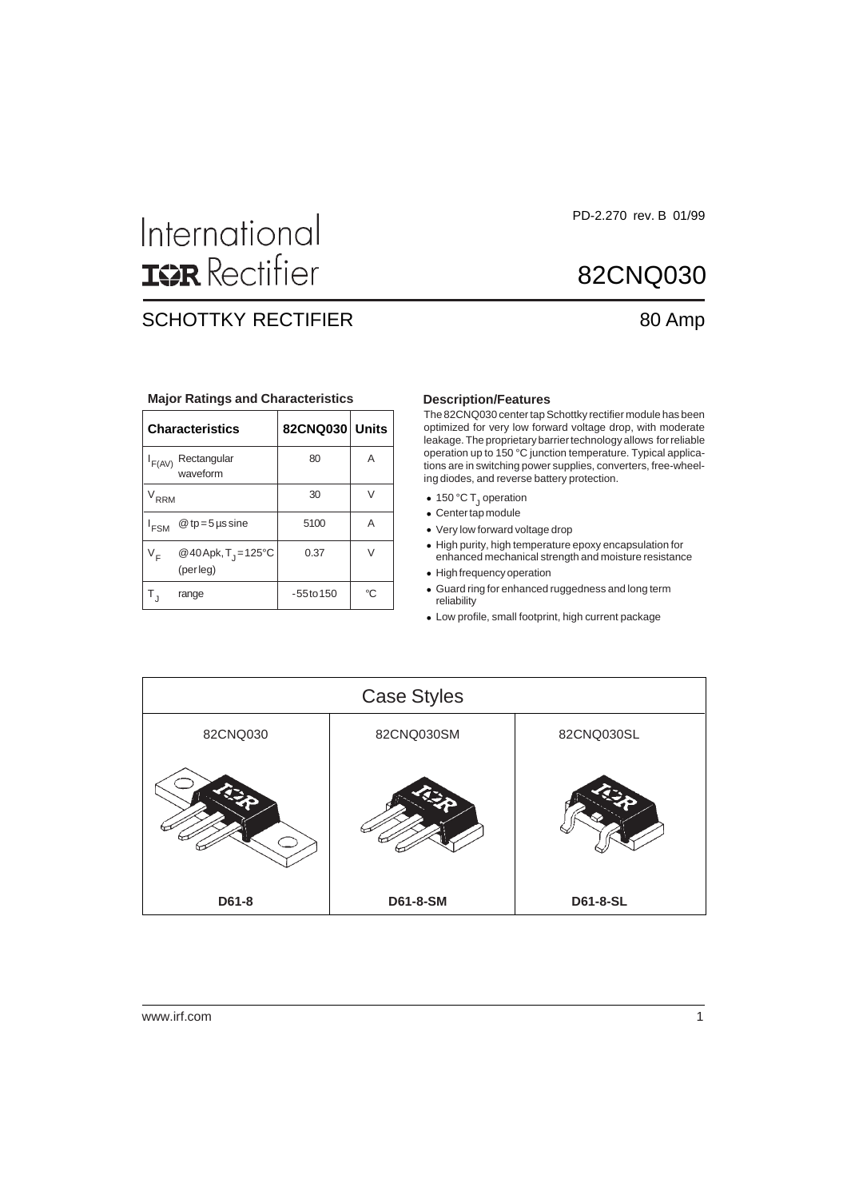PD-2.270 rev. B 01/99

International IOR Rectifier

# 82CNQ030

## SCHOTTKY RECTIFIER

## 80 Amp

### Major Ratings and Characteristics

| Characteristics | | 82CNQ030 | Units |
|---|---|---|---|
| $I_{F(AV)}$ | Rectangular waveform | 80 | A |
| $V_{RRM}$ | | 30 | V |
| $I_{FSM}$ | @ tp = 5 µs sine | 5100 | A |
| $V_F$ | @ 40 Apk, $T_J$ = 125°C (per leg) | 0.37 | V |
| $T_J$ | range | -55 to 150 | °C |

### Description/Features

The 82CNQ030 center tap Schottky rectifier module has been optimized for very low forward voltage drop, with moderate leakage. The proprietary barrier technology allows for reliable operation up to 150 °C junction temperature. Typical applications are in switching power supplies, converters, free-wheeling diodes, and reverse battery protection.

- 150 °C $T_J$ operation
- Center tap module
- Very low forward voltage drop
- High purity, high temperature epoxy encapsulation for enhanced mechanical strength and moisture resistance
- High frequency operation
- Guard ring for enhanced ruggedness and long term reliability
- Low profile, small footprint, high current package

| Case Styles | | |
|---|---|---|
| 82CNQ030 | 82CNQ030SM | 82CNQ030SL |
| D61-8 | D61-8-SM | D61-8-SL |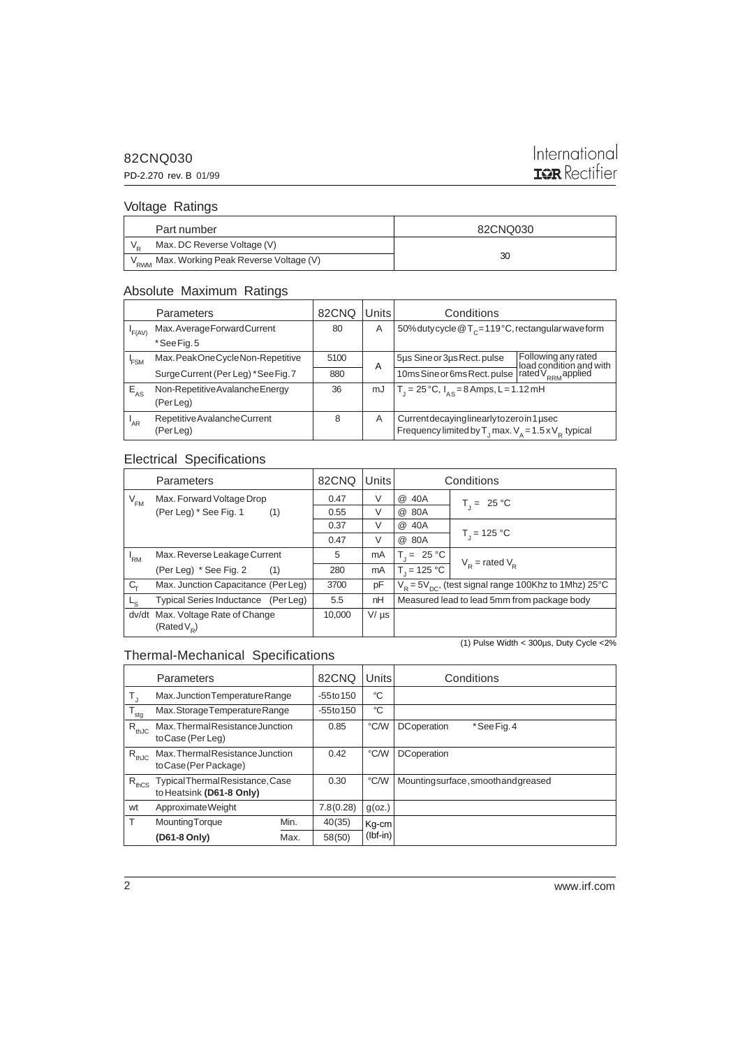## Voltage Ratings

| | Part number | 82CNQ030 |
|---|---|---|
| $V_R$ | Max. DC Reverse Voltage (V) | 30 |
| $V_{RWM}$ | Max. Working Peak Reverse Voltage (V) | |

## Absolute Maximum Ratings

| | Parameters | 82CNQ | Units | Conditions | |
|---|---|---|---|---|---|
| $I_{F(AV)}$ | Max. Average Forward Current * See Fig. 5 | 80 | A | 50% duty cycle @ $T_C$ = 119 °C, rectangular wave form | |
| $I_{FSM}$ | Max. Peak One Cycle Non-Repetitive | 5100 | A | 5µs Sine or 3µs Rect. pulse | Following any rated load condition and with rated $V_{RRM}$ applied |
| | Surge Current (Per Leg) * See Fig. 7 | 880 | | 10ms Sine or 6ms Rect. pulse | |
| $E_{AS}$ | Non-Repetitive Avalanche Energy (Per Leg) | 36 | mJ | $T_J$ = 25 °C, $I_{AS}$ = 8 Amps, L = 1.12 mH | |
| $I_{AR}$ | Repetitive Avalanche Current (Per Leg) | 8 | A | Current decaying linearly to zero in 1 µsec<br>Frequency limited by $T_J$ max. $V_A$ = 1.5 x $V_R$ typical | |

## Electrical Specifications

| | Parameters | 82CNQ | Units | Conditions | |
|---|---|---|---|---|---|
| $V_{FM}$ | Max. Forward Voltage Drop | 0.47 | V | @ 40A | $T_J$ = 25 °C |
| | (Per Leg) * See Fig. 1 (1) | 0.55 | V | @ 80A | |
| | | 0.37 | V | @ 40A | $T_J$ = 125 °C |
| | | 0.47 | V | @ 80A | |
| $I_{RM}$ | Max. Reverse Leakage Current | 5 | mA | $T_J$ = 25 °C | $V_R$ = rated $V_R$ |
| | (Per Leg) * See Fig. 2 (1) | 280 | mA | $T_J$ = 125 °C | |
| $C_T$ | Max. Junction Capacitance (Per Leg) | 3700 | pF | $V_R$ = 5$V_{DC}$, (test signal range 100Khz to 1Mhz) 25°C | |
| $L_S$ | Typical Series Inductance (Per Leg) | 5.5 | nH | Measured lead to lead 5mm from package body | |
| dv/dt | Max. Voltage Rate of Change (Rated $V_R$) | 10,000 | V/ µs | | |

(1) Pulse Width < 300µs, Duty Cycle <2%

## Thermal-Mechanical Specifications

| | Parameters | | 82CNQ | Units | Conditions |
|---|---|---|---|---|---|
| $T_J$ | Max. Junction Temperature Range | | -55 to 150 | °C | |
| $T_{stg}$ | Max. Storage Temperature Range | | -55 to 150 | °C | |
| $R_{thJC}$ | Max. Thermal Resistance Junction to Case (Per Leg) | | 0.85 | °C/W | DC operation * See Fig. 4 |
| $R_{thJC}$ | Max. Thermal Resistance Junction to Case (Per Package) | | 0.42 | °C/W | DC operation |
| $R_{thCS}$ | Typical Thermal Resistance, Case to Heatsink **(D61-8 Only)** | | 0.30 | °C/W | Mounting surface, smooth and greased |
| wt | Approximate Weight | | 7.8(0.28) | g(oz.) | |
| T | Mounting Torque | Min. | 40(35) | Kg-cm (Ibf-in) | |
| | **(D61-8 Only)** | Max. | 58(50) | | |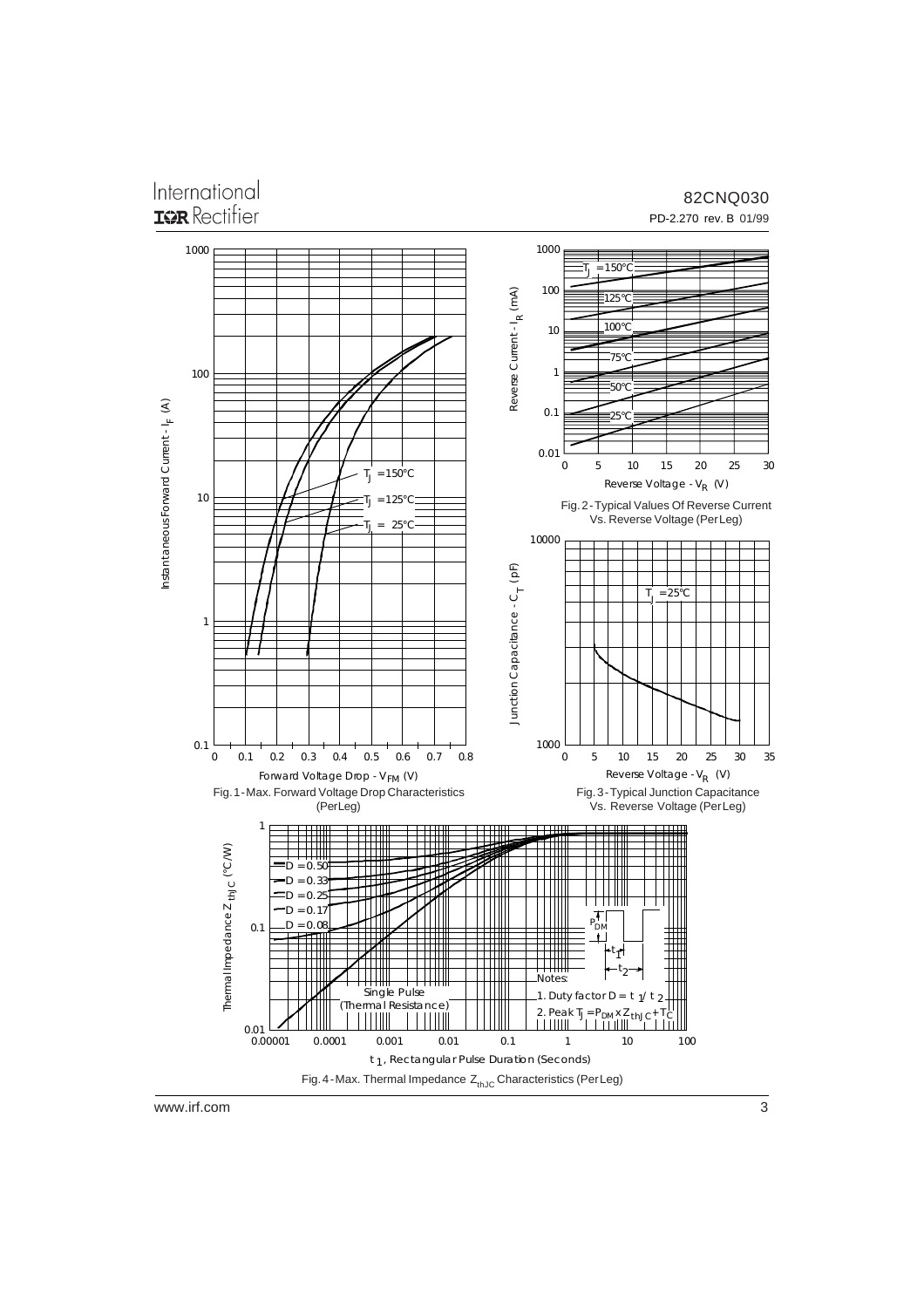Fig. 1 - Max. Forward Voltage Drop Characteristics (Per Leg)

Fig. 2 - Typical Values Of Reverse Current Vs. Reverse Voltage (Per Leg)

Fig. 3 - Typical Junction Capacitance Vs. Reverse Voltage (Per Leg)

Notes:

1. Duty factor $D = t_1 / t_2$
2. Peak $T_J = P_{DM} \times Z_{thJC} + T_C$

Fig. 4 - Max. Thermal Impedance $Z_{thJC}$ Characteristics (Per Leg)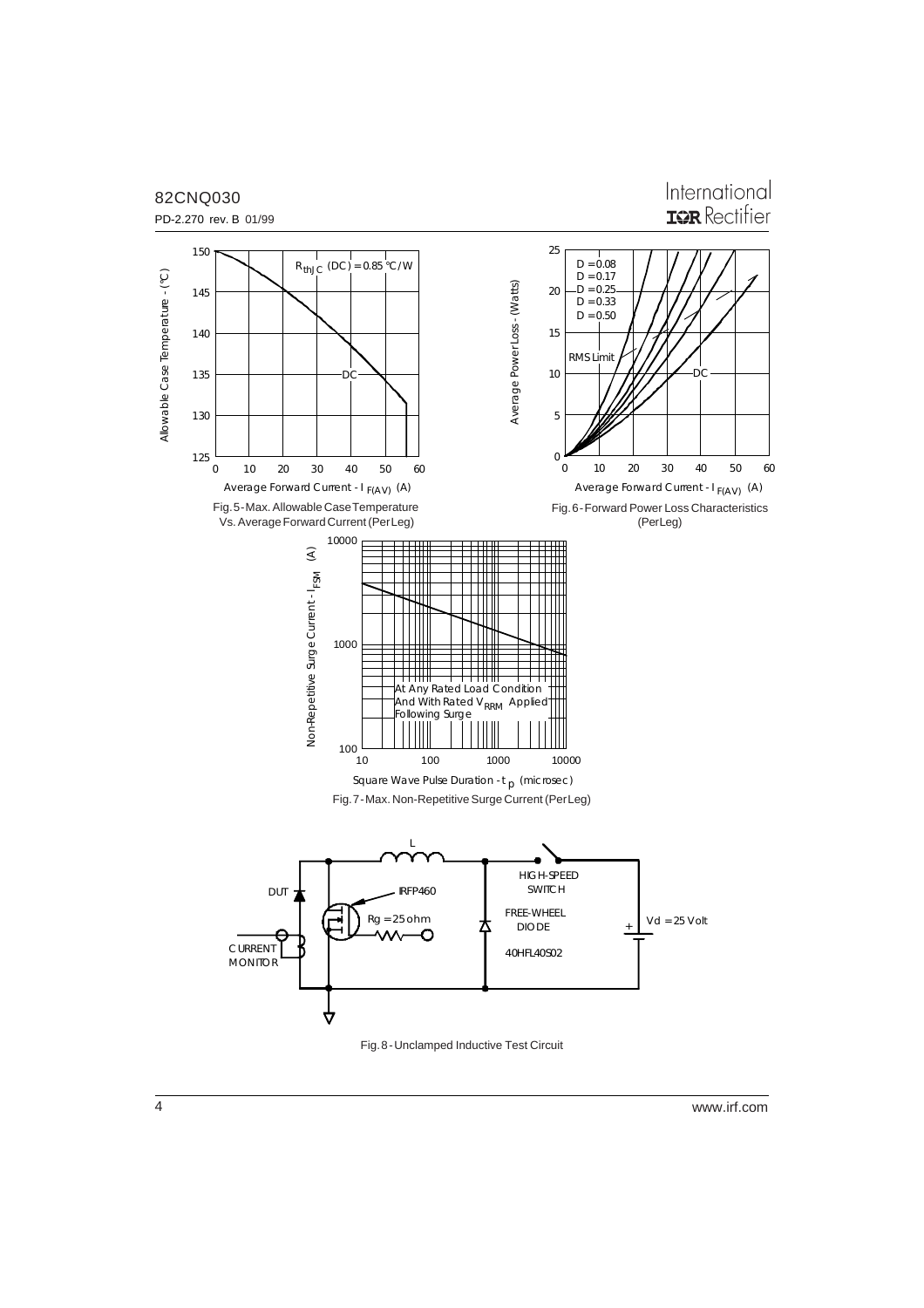Fig. 5 - Max. Allowable Case Temperature Vs. Average Forward Current (Per Leg)

Fig. 6 - Forward Power Loss Characteristics (Per Leg)

Fig. 7 - Max. Non-Repetitive Surge Current (Per Leg)

Fig. 8 - Unclamped Inductive Test Circuit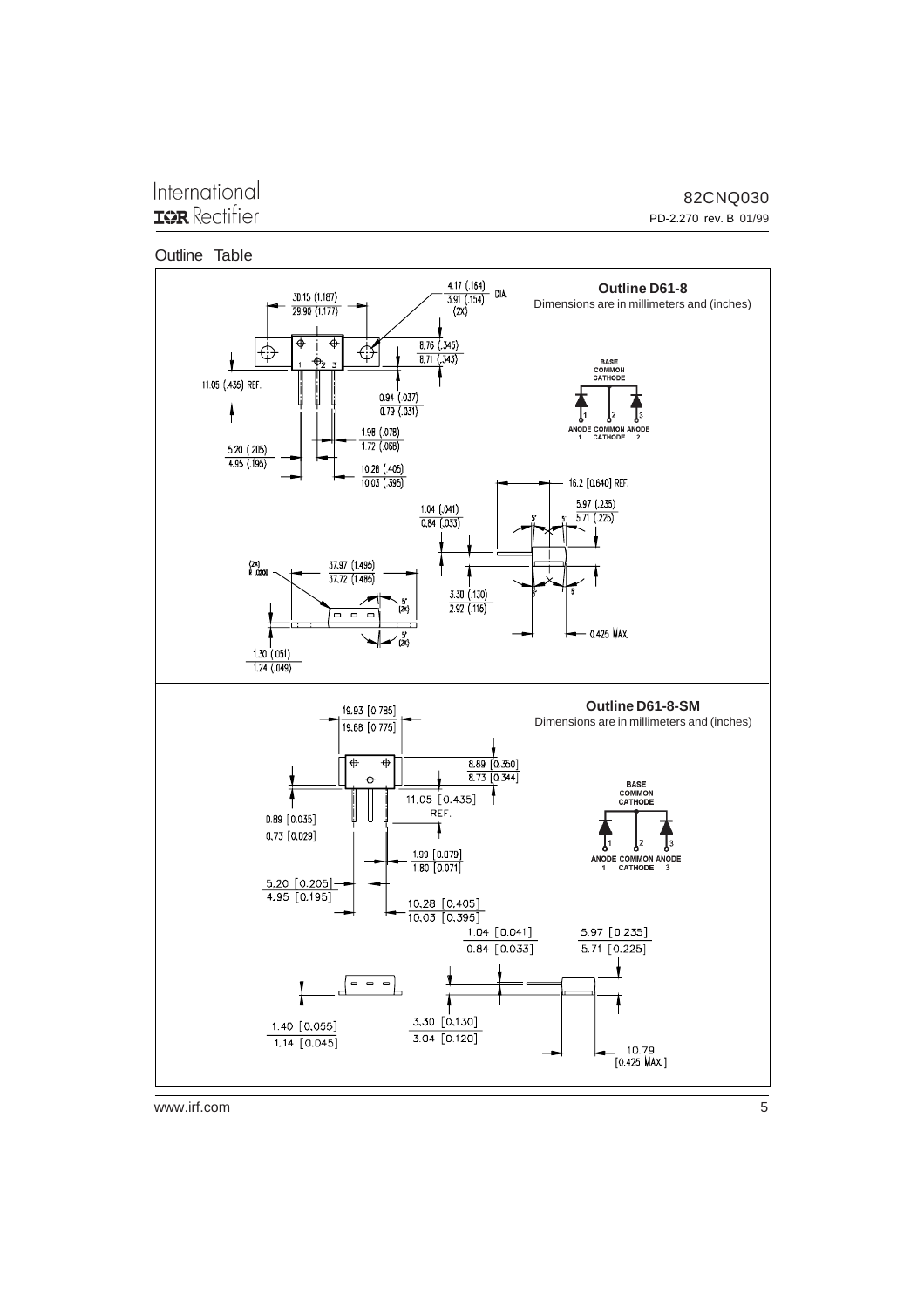## Outline Table

**Outline D61-8**

Dimensions are in millimeters and (inches)

30.15 (1.187)
29.90 (1.177)

4.17 (.164)
3.91 (.154) DIA.
(2X)

8.76 (.345)
8.71 (.343)

11.05 (.435) REF.

0.94 (.037)
0.79 (.031)

1.98 (.078)
1.72 (.068)

5.20 (.205)
4.95 (.195)

10.28 (.405)
10.03 (.395)

16.2 [0.640] REF.

5.97 (.235)
5.71 (.225)

1.04 (.041)
0.84 (.033)

(2X) R .020

37.97 (1.495)
37.72 (1.485)

3.30 (.130)
2.92 (.115)

0.425 MAX.

1.30 (.051)
1.24 (.049)

BASE COMMON CATHODE

ANODE 1 COMMON CATHODE ANODE 2

**Outline D61-8-SM**

Dimensions are in millimeters and (inches)

19.93 [0.785]
19.68 [0.775]

8.89 [0.350]
8.73 [0.344]

11.05 [0.435] REF.

0.89 [0.035]
0.73 [0.029]

1.99 [0.079]
1.80 [0.071]

5.20 [0.205]
4.95 [0.195]

10.28 [0.405]
10.03 [0.395]

1.04 [0.041]
0.84 [0.033]

5.97 [0.235]
5.71 [0.225]

1.40 [0.055]
1.14 [0.045]

3.30 [0.130]
3.04 [0.120]

10.79 [0.425 MAX.]

BASE COMMON CATHODE

ANODE 1 COMMON CATHODE ANODE 3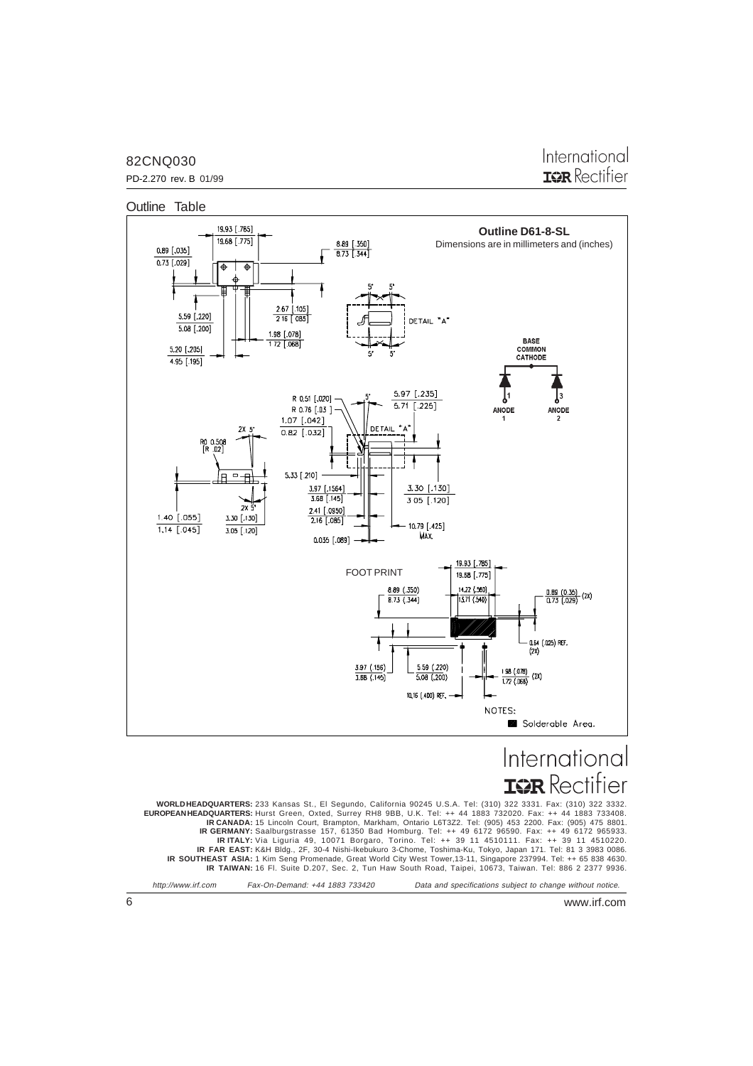## Outline Table

**Outline D61-8-SL**

Dimensions are in millimeters and (inches)

19.93 [.785]
19.68 [.775]
0.89 [.035]
0.73 [.029]
8.89 [.350]
8.73 [.344]
5.59 [.220]
5.08 [.200]
2.67 [.105]
2.16 [.085]
1.98 [.078]
1.72 [.068]
5.20 [.205]
4.95 [.195]
5°
5°
DETAIL "A"

BASE
COMMON
CATHODE

1
3
ANODE
1
ANODE
2

R 0.51 [.020]
R 0.76 [.03]
1.07 [.042]
0.82 [.032]
2X 5°
R0 0.508
[R .02]
5.97 [.235]
5.71 [.225]
DETAIL "A"
5.33 [.210]
3.97 [.1564]
3.68 [.145]
2X 5°
2.41 [.0950]
2.16 [.085]
3.30 [.130]
3.05 [.120]
1.40 [.055]
1.14 [.045]
3.30 [.130]
3.05 [.120]
10.79 [.425]
MAX.
0.035 [.089]

FOOT PRINT
19.93 [.785]
19.68 [.775]
8.89 (.350)
8.73 (.344)
14.22 (.560)
13.71 (.540)
0.89 (0.35)
0.73 (.029) (2X)
0.64 (.025) REF.
(2X)
3.97 (.156)
3.68 (.145)
5.59 (.220)
5.08 (.200)
1.98 (.078)
1.72 (.068) (2X)
10.16 (.400) REF.

NOTES:
Solderable Area.

International
IOR Rectifier

**WORLD HEADQUARTERS:** 233 Kansas St., El Segundo, California 90245 U.S.A. Tel: (310) 322 3331. Fax: (310) 322 3332.
**EUROPEAN HEADQUARTERS:** Hurst Green, Oxted, Surrey RH8 9BB, U.K. Tel: ++ 44 1883 732020. Fax: ++ 44 1883 733408.
**IR CANADA:** 15 Lincoln Court, Brampton, Markham, Ontario L6T3Z2. Tel: (905) 453 2200. Fax: (905) 475 8801.
**IR GERMANY:** Saalburgstrasse 157, 61350 Bad Homburg. Tel: ++ 49 6172 96590. Fax: ++ 49 6172 965933.
**IR ITALY:** Via Liguria 49, 10071 Borgaro, Torino. Tel: ++ 39 11 4510111. Fax: ++ 39 11 4510220.
**IR FAR EAST:** K&H Bldg., 2F, 30-4 Nishi-Ikebukuro 3-Chome, Toshima-Ku, Tokyo, Japan 171. Tel: 81 3 3983 0086.
**IR SOUTHEAST ASIA:** 1 Kim Seng Promenade, Great World City West Tower,13-11, Singapore 237994. Tel: ++ 65 838 4630.
**IR TAIWAN:** 16 Fl. Suite D.207, Sec. 2, Tun Haw South Road, Taipei, 10673, Taiwan. Tel: 886 2 2377 9936.

*http://www.irf.com* *Fax-On-Demand: +44 1883 733420* *Data and specifications subject to change without notice.*